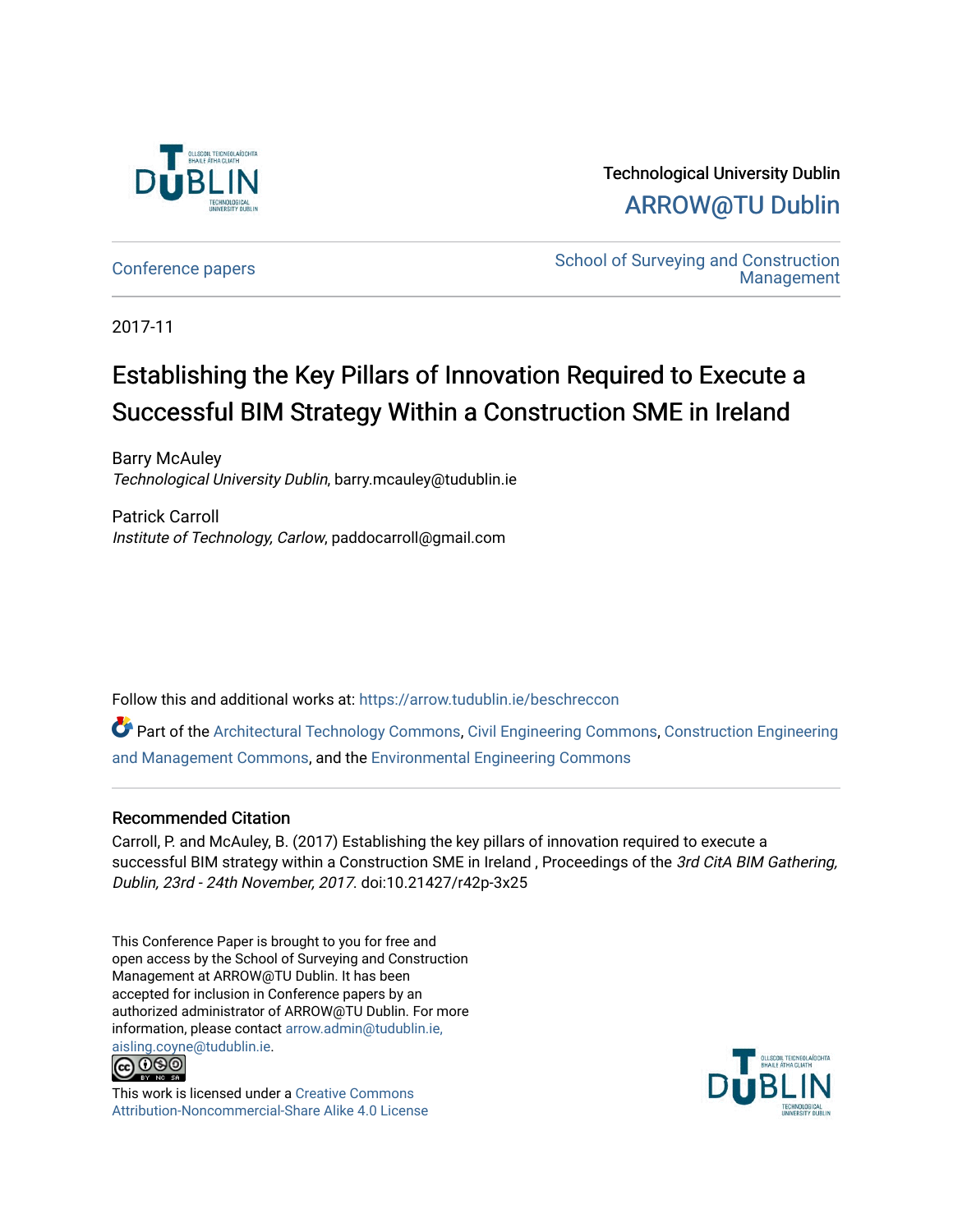Technological University Dublin

ARROW@TU Dublin

Conference papers | School of Surveying and Construction Management

2017-11

# Establishing the Key Pillars of Innovation Required to Execute a Successful BIM Strategy Within a Construction SME in Ireland

Barry McAuley
*Technological University Dublin*, barry.mcauley@tudublin.ie

Patrick Carroll
*Institute of Technology, Carlow*, paddocarroll@gmail.com

Follow this and additional works at: https://arrow.tudublin.ie/beschreccon

Part of the Architectural Technology Commons, Civil Engineering Commons, Construction Engineering and Management Commons, and the Environmental Engineering Commons

## Recommended Citation

Carroll, P. and McAuley, B. (2017) Establishing the key pillars of innovation required to execute a successful BIM strategy within a Construction SME in Ireland , Proceedings of the *3rd CitA BIM Gathering, Dublin, 23rd - 24th November, 2017*. doi:10.21427/r42p-3x25

This Conference Paper is brought to you for free and open access by the School of Surveying and Construction Management at ARROW@TU Dublin. It has been accepted for inclusion in Conference papers by an authorized administrator of ARROW@TU Dublin. For more information, please contact arrow.admin@tudublin.ie, aisling.coyne@tudublin.ie.

This work is licensed under a Creative Commons Attribution-Noncommercial-Share Alike 4.0 License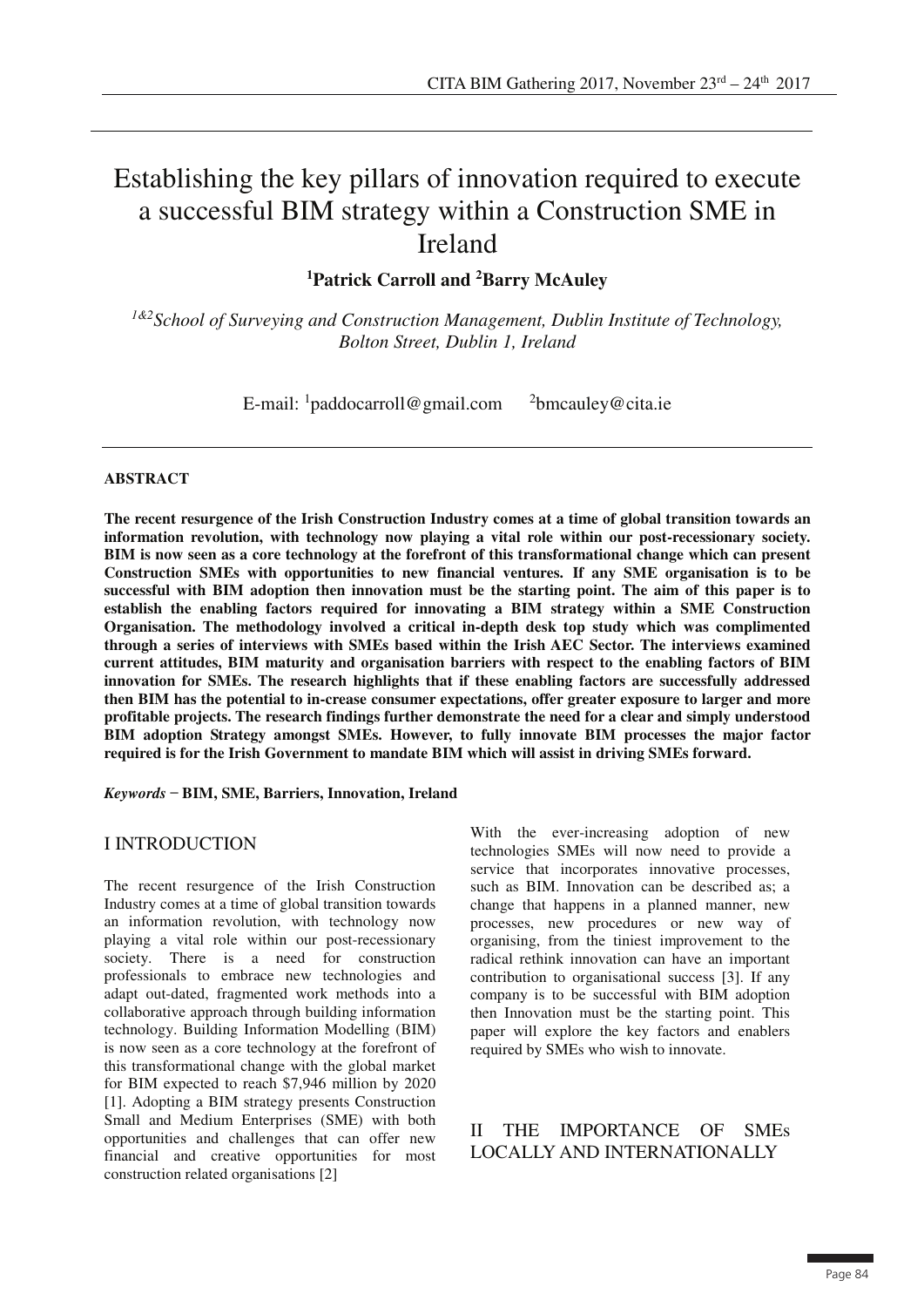# Establishing the key pillars of innovation required to execute a successful BIM strategy within a Construction SME in Ireland

**[1]Patrick Carroll and [2]Barry McAuley**

*[1&2]School of Surveying and Construction Management, Dublin Institute of Technology, Bolton Street, Dublin 1, Ireland*

E-mail: [1]paddocarroll@gmail.com [2]bmcauley@cita.ie

## ABSTRACT

**The recent resurgence of the Irish Construction Industry comes at a time of global transition towards an information revolution, with technology now playing a vital role within our post-recessionary society. BIM is now seen as a core technology at the forefront of this transformational change which can present Construction SMEs with opportunities to new financial ventures. If any SME organisation is to be successful with BIM adoption then innovation must be the starting point. The aim of this paper is to establish the enabling factors required for innovating a BIM strategy within a SME Construction Organisation. The methodology involved a critical in-depth desk top study which was complimented through a series of interviews with SMEs based within the Irish AEC Sector. The interviews examined current attitudes, BIM maturity and organisation barriers with respect to the enabling factors of BIM innovation for SMEs. The research highlights that if these enabling factors are successfully addressed then BIM has the potential to in-crease consumer expectations, offer greater exposure to larger and more profitable projects. The research findings further demonstrate the need for a clear and simply understood BIM adoption Strategy amongst SMEs. However, to fully innovate BIM processes the major factor required is for the Irish Government to mandate BIM which will assist in driving SMEs forward.**

***Keywords*** **− BIM, SME, Barriers, Innovation, Ireland**

## I INTRODUCTION

The recent resurgence of the Irish Construction Industry comes at a time of global transition towards an information revolution, with technology now playing a vital role within our post-recessionary society. There is a need for construction professionals to embrace new technologies and adapt out-dated, fragmented work methods into a collaborative approach through building information technology. Building Information Modelling (BIM) is now seen as a core technology at the forefront of this transformational change with the global market for BIM expected to reach $7,946 million by 2020 [1]. Adopting a BIM strategy presents Construction Small and Medium Enterprises (SME) with both opportunities and challenges that can offer new financial and creative opportunities for most construction related organisations [2]

With the ever-increasing adoption of new technologies SMEs will now need to provide a service that incorporates innovative processes, such as BIM. Innovation can be described as; a change that happens in a planned manner, new processes, new procedures or new way of organising, from the tiniest improvement to the radical rethink innovation can have an important contribution to organisational success [3]. If any company is to be successful with BIM adoption then Innovation must be the starting point. This paper will explore the key factors and enablers required by SMEs who wish to innovate.

## II THE IMPORTANCE OF SMEs LOCALLY AND INTERNATIONALLY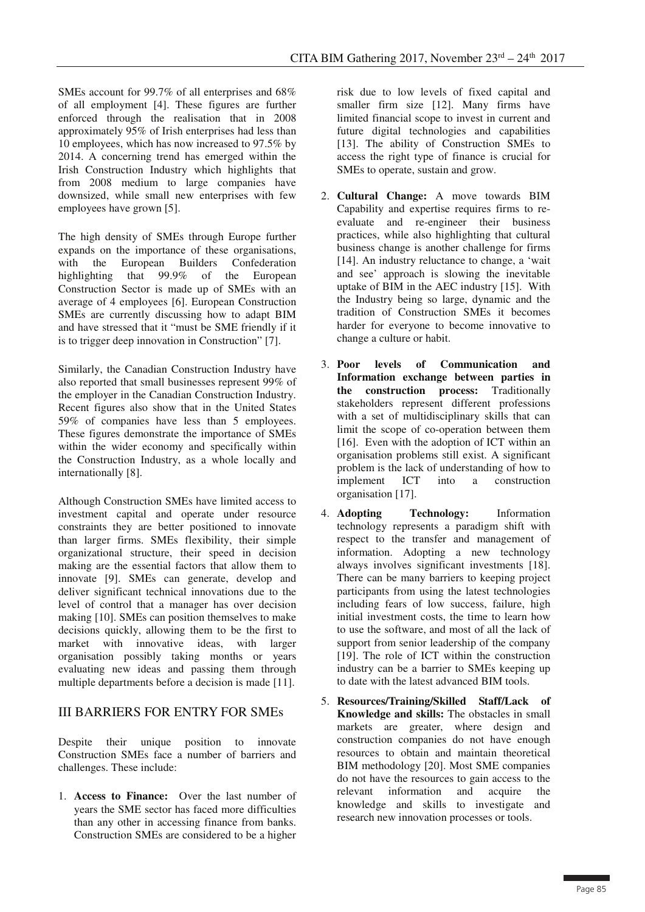SMEs account for 99.7% of all enterprises and 68% of all employment [4]. These figures are further enforced through the realisation that in 2008 approximately 95% of Irish enterprises had less than 10 employees, which has now increased to 97.5% by 2014. A concerning trend has emerged within the Irish Construction Industry which highlights that from 2008 medium to large companies have downsized, while small new enterprises with few employees have grown [5].

The high density of SMEs through Europe further expands on the importance of these organisations, with the European Builders Confederation highlighting that 99.9% of the European Construction Sector is made up of SMEs with an average of 4 employees [6]. European Construction SMEs are currently discussing how to adapt BIM and have stressed that it "must be SME friendly if it is to trigger deep innovation in Construction" [7].

Similarly, the Canadian Construction Industry have also reported that small businesses represent 99% of the employer in the Canadian Construction Industry. Recent figures also show that in the United States 59% of companies have less than 5 employees. These figures demonstrate the importance of SMEs within the wider economy and specifically within the Construction Industry, as a whole locally and internationally [8].

Although Construction SMEs have limited access to investment capital and operate under resource constraints they are better positioned to innovate than larger firms. SMEs flexibility, their simple organizational structure, their speed in decision making are the essential factors that allow them to innovate [9]. SMEs can generate, develop and deliver significant technical innovations due to the level of control that a manager has over decision making [10]. SMEs can position themselves to make decisions quickly, allowing them to be the first to market with innovative ideas, with larger organisation possibly taking months or years evaluating new ideas and passing them through multiple departments before a decision is made [11].

## III BARRIERS FOR ENTRY FOR SMEs

Despite their unique position to innovate Construction SMEs face a number of barriers and challenges. These include:

1. **Access to Finance:** Over the last number of years the SME sector has faced more difficulties than any other in accessing finance from banks. Construction SMEs are considered to be a higher risk due to low levels of fixed capital and smaller firm size [12]. Many firms have limited financial scope to invest in current and future digital technologies and capabilities [13]. The ability of Construction SMEs to access the right type of finance is crucial for SMEs to operate, sustain and grow.
2. **Cultural Change:** A move towards BIM Capability and expertise requires firms to re-evaluate and re-engineer their business practices, while also highlighting that cultural business change is another challenge for firms [14]. An industry reluctance to change, a 'wait and see' approach is slowing the inevitable uptake of BIM in the AEC industry [15]. With the Industry being so large, dynamic and the tradition of Construction SMEs it becomes harder for everyone to become innovative to change a culture or habit.
3. **Poor levels of Communication and Information exchange between parties in the construction process:** Traditionally stakeholders represent different professions with a set of multidisciplinary skills that can limit the scope of co-operation between them [16]. Even with the adoption of ICT within an organisation problems still exist. A significant problem is the lack of understanding of how to implement ICT into a construction organisation [17].
4. **Adopting Technology:** Information technology represents a paradigm shift with respect to the transfer and management of information. Adopting a new technology always involves significant investments [18]. There can be many barriers to keeping project participants from using the latest technologies including fears of low success, failure, high initial investment costs, the time to learn how to use the software, and most of all the lack of support from senior leadership of the company [19]. The role of ICT within the construction industry can be a barrier to SMEs keeping up to date with the latest advanced BIM tools.
5. **Resources/Training/Skilled Staff/Lack of Knowledge and skills:** The obstacles in small markets are greater, where design and construction companies do not have enough resources to obtain and maintain theoretical BIM methodology [20]. Most SME companies do not have the resources to gain access to the relevant information and acquire the knowledge and skills to investigate and research new innovation processes or tools.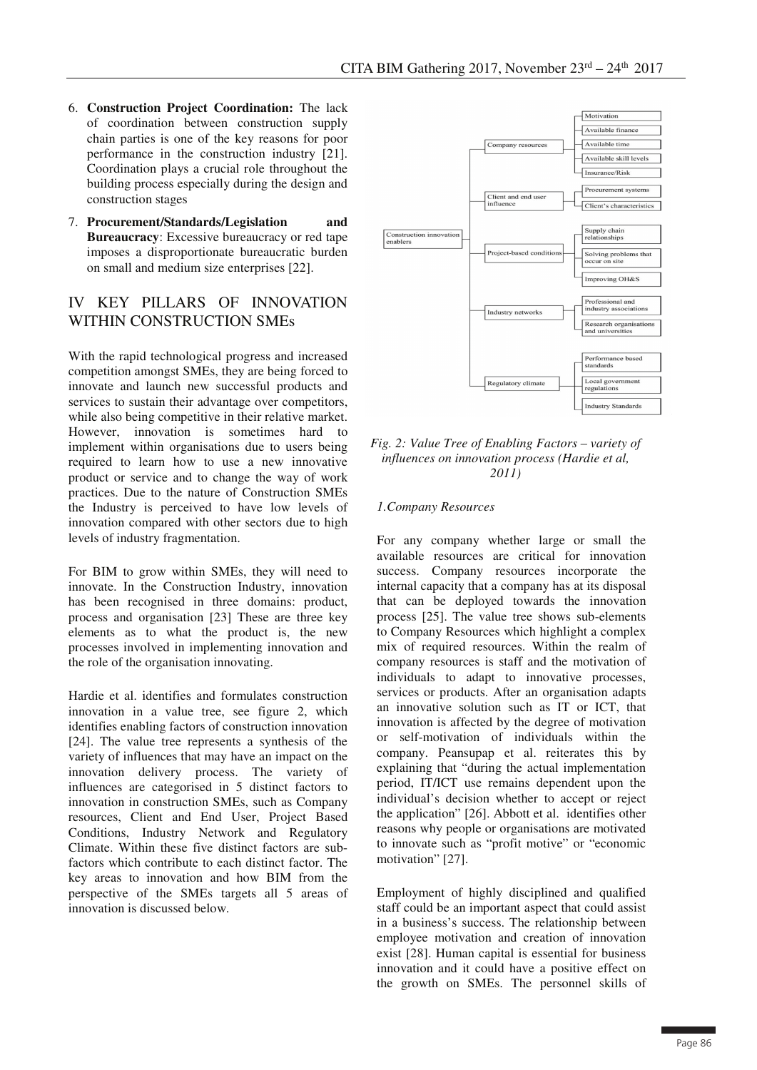6. **Construction Project Coordination:** The lack of coordination between construction supply chain parties is one of the key reasons for poor performance in the construction industry [21]. Coordination plays a crucial role throughout the building process especially during the design and construction stages

7. **Procurement/Standards/Legislation and Bureaucracy**: Excessive bureaucracy or red tape imposes a disproportionate bureaucratic burden on small and medium size enterprises [22].

## IV KEY PILLARS OF INNOVATION WITHIN CONSTRUCTION SMEs

With the rapid technological progress and increased competition amongst SMEs, they are being forced to innovate and launch new successful products and services to sustain their advantage over competitors, while also being competitive in their relative market. However, innovation is sometimes hard to implement within organisations due to users being required to learn how to use a new innovative product or service and to change the way of work practices. Due to the nature of Construction SMEs the Industry is perceived to have low levels of innovation compared with other sectors due to high levels of industry fragmentation.

For BIM to grow within SMEs, they will need to innovate. In the Construction Industry, innovation has been recognised in three domains: product, process and organisation [23] These are three key elements as to what the product is, the new processes involved in implementing innovation and the role of the organisation innovating.

Hardie et al. identifies and formulates construction innovation in a value tree, see figure 2, which identifies enabling factors of construction innovation [24]. The value tree represents a synthesis of the variety of influences that may have an impact on the innovation delivery process. The variety of influences are categorised in 5 distinct factors to innovation in construction SMEs, such as Company resources, Client and End User, Project Based Conditions, Industry Network and Regulatory Climate. Within these five distinct factors are sub-factors which contribute to each distinct factor. The key areas to innovation and how BIM from the perspective of the SMEs targets all 5 areas of innovation is discussed below.

- Construction innovation enablers
  - Company resources
    - Motivation
    - Available finance
    - Available time
    - Available skill levels
    - Insurance/Risk
  - Client and end user influence
    - Procurement systems
    - Client's characteristics
  - Project-based conditions
    - Supply chain relationships
    - Solving problems that occur on site
    - Improving OH&S
  - Industry networks
    - Professional and industry associations
    - Research organisations and universities
  - Regulatory climate
    - Performance based standards
    - Local government regulations
    - Industry Standards

*Fig. 2: Value Tree of Enabling Factors – variety of influences on innovation process (Hardie et al, 2011)*

### *1.Company Resources*

For any company whether large or small the available resources are critical for innovation success. Company resources incorporate the internal capacity that a company has at its disposal that can be deployed towards the innovation process [25]. The value tree shows sub-elements to Company Resources which highlight a complex mix of required resources. Within the realm of company resources is staff and the motivation of individuals to adapt to innovative processes, services or products. After an organisation adapts an innovative solution such as IT or ICT, that innovation is affected by the degree of motivation or self-motivation of individuals within the company. Peansupap et al. reiterates this by explaining that "during the actual implementation period, IT/ICT use remains dependent upon the individual's decision whether to accept or reject the application" [26]. Abbott et al. identifies other reasons why people or organisations are motivated to innovate such as "profit motive" or "economic motivation" [27].

Employment of highly disciplined and qualified staff could be an important aspect that could assist in a business's success. The relationship between employee motivation and creation of innovation exist [28]. Human capital is essential for business innovation and it could have a positive effect on the growth on SMEs. The personnel skills of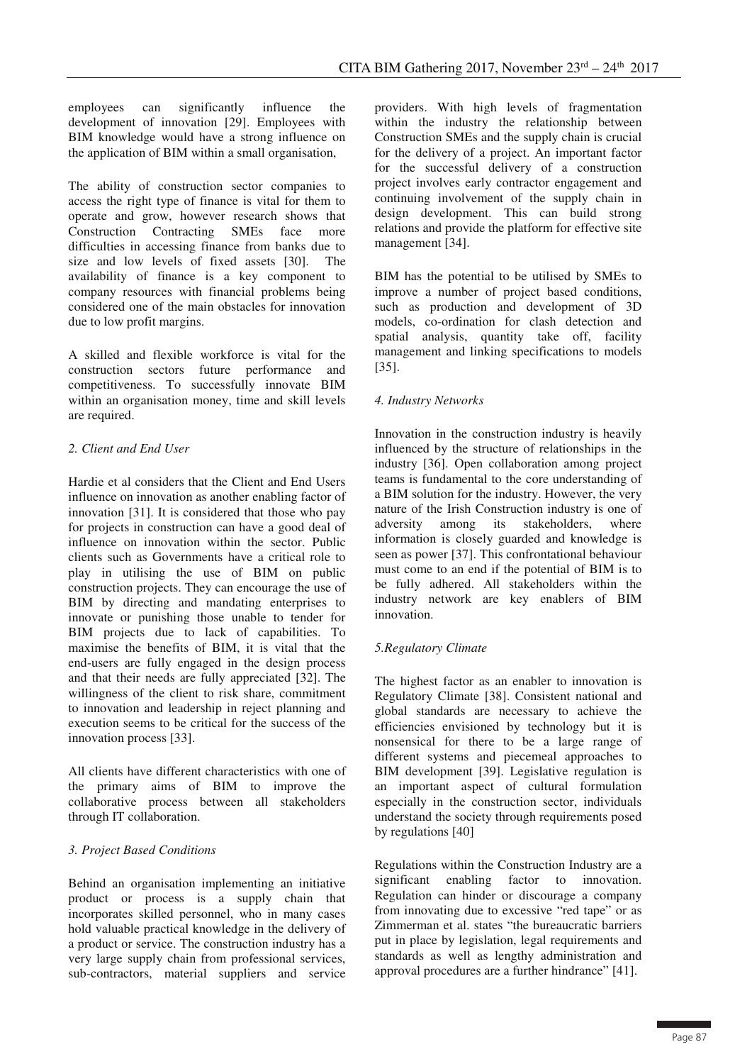employees can significantly influence the development of innovation [29]. Employees with BIM knowledge would have a strong influence on the application of BIM within a small organisation,

The ability of construction sector companies to access the right type of finance is vital for them to operate and grow, however research shows that Construction Contracting SMEs face more difficulties in accessing finance from banks due to size and low levels of fixed assets [30]. The availability of finance is a key component to company resources with financial problems being considered one of the main obstacles for innovation due to low profit margins.

A skilled and flexible workforce is vital for the construction sectors future performance and competitiveness. To successfully innovate BIM within an organisation money, time and skill levels are required.

*2. Client and End User*

Hardie et al considers that the Client and End Users influence on innovation as another enabling factor of innovation [31]. It is considered that those who pay for projects in construction can have a good deal of influence on innovation within the sector. Public clients such as Governments have a critical role to play in utilising the use of BIM on public construction projects. They can encourage the use of BIM by directing and mandating enterprises to innovate or punishing those unable to tender for BIM projects due to lack of capabilities. To maximise the benefits of BIM, it is vital that the end-users are fully engaged in the design process and that their needs are fully appreciated [32]. The willingness of the client to risk share, commitment to innovation and leadership in reject planning and execution seems to be critical for the success of the innovation process [33].

All clients have different characteristics with one of the primary aims of BIM to improve the collaborative process between all stakeholders through IT collaboration.

*3. Project Based Conditions*

Behind an organisation implementing an initiative product or process is a supply chain that incorporates skilled personnel, who in many cases hold valuable practical knowledge in the delivery of a product or service. The construction industry has a very large supply chain from professional services, sub-contractors, material suppliers and service providers. With high levels of fragmentation within the industry the relationship between Construction SMEs and the supply chain is crucial for the delivery of a project. An important factor for the successful delivery of a construction project involves early contractor engagement and continuing involvement of the supply chain in design development. This can build strong relations and provide the platform for effective site management [34].

BIM has the potential to be utilised by SMEs to improve a number of project based conditions, such as production and development of 3D models, co-ordination for clash detection and spatial analysis, quantity take off, facility management and linking specifications to models [35].

*4. Industry Networks*

Innovation in the construction industry is heavily influenced by the structure of relationships in the industry [36]. Open collaboration among project teams is fundamental to the core understanding of a BIM solution for the industry. However, the very nature of the Irish Construction industry is one of adversity among its stakeholders, where information is closely guarded and knowledge is seen as power [37]. This confrontational behaviour must come to an end if the potential of BIM is to be fully adhered. All stakeholders within the industry network are key enablers of BIM innovation.

*5.Regulatory Climate*

The highest factor as an enabler to innovation is Regulatory Climate [38]. Consistent national and global standards are necessary to achieve the efficiencies envisioned by technology but it is nonsensical for there to be a large range of different systems and piecemeal approaches to BIM development [39]. Legislative regulation is an important aspect of cultural formulation especially in the construction sector, individuals understand the society through requirements posed by regulations [40]

Regulations within the Construction Industry are a significant enabling factor to innovation. Regulation can hinder or discourage a company from innovating due to excessive "red tape" or as Zimmerman et al. states "the bureaucratic barriers put in place by legislation, legal requirements and standards as well as lengthy administration and approval procedures are a further hindrance" [41].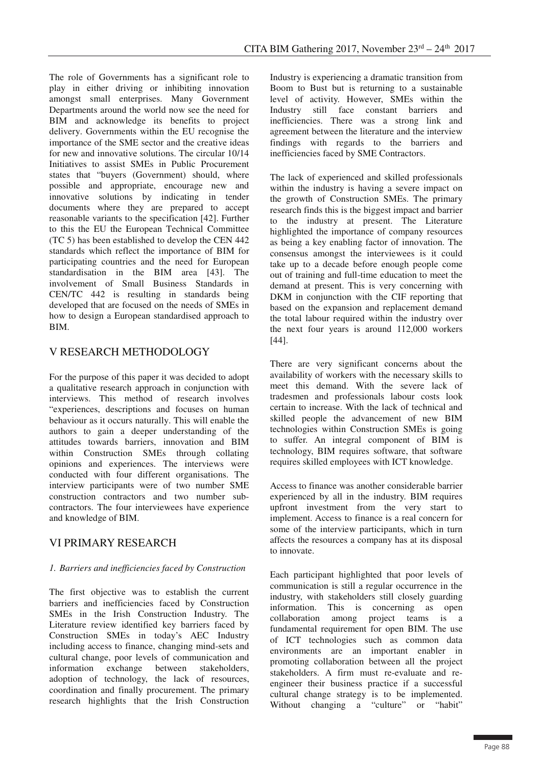The role of Governments has a significant role to play in either driving or inhibiting innovation amongst small enterprises. Many Government Departments around the world now see the need for BIM and acknowledge its benefits to project delivery. Governments within the EU recognise the importance of the SME sector and the creative ideas for new and innovative solutions. The circular 10/14 Initiatives to assist SMEs in Public Procurement states that "buyers (Government) should, where possible and appropriate, encourage new and innovative solutions by indicating in tender documents where they are prepared to accept reasonable variants to the specification [42]. Further to this the EU the European Technical Committee (TC 5) has been established to develop the CEN 442 standards which reflect the importance of BIM for participating countries and the need for European standardisation in the BIM area [43]. The involvement of Small Business Standards in CEN/TC 442 is resulting in standards being developed that are focused on the needs of SMEs in how to design a European standardised approach to BIM.

## V RESEARCH METHODOLOGY

For the purpose of this paper it was decided to adopt a qualitative research approach in conjunction with interviews. This method of research involves "experiences, descriptions and focuses on human behaviour as it occurs naturally. This will enable the authors to gain a deeper understanding of the attitudes towards barriers, innovation and BIM within Construction SMEs through collating opinions and experiences. The interviews were conducted with four different organisations. The interview participants were of two number SME construction contractors and two number sub-contractors. The four interviewees have experience and knowledge of BIM.

## VI PRIMARY RESEARCH

### *1. Barriers and inefficiencies faced by Construction*

The first objective was to establish the current barriers and inefficiencies faced by Construction SMEs in the Irish Construction Industry. The Literature review identified key barriers faced by Construction SMEs in today's AEC Industry including access to finance, changing mind-sets and cultural change, poor levels of communication and information exchange between stakeholders, adoption of technology, the lack of resources, coordination and finally procurement. The primary research highlights that the Irish Construction Industry is experiencing a dramatic transition from Boom to Bust but is returning to a sustainable level of activity. However, SMEs within the Industry still face constant barriers and inefficiencies. There was a strong link and agreement between the literature and the interview findings with regards to the barriers and inefficiencies faced by SME Contractors.

The lack of experienced and skilled professionals within the industry is having a severe impact on the growth of Construction SMEs. The primary research finds this is the biggest impact and barrier to the industry at present. The Literature highlighted the importance of company resources as being a key enabling factor of innovation. The consensus amongst the interviewees is it could take up to a decade before enough people come out of training and full-time education to meet the demand at present. This is very concerning with DKM in conjunction with the CIF reporting that based on the expansion and replacement demand the total labour required within the industry over the next four years is around 112,000 workers [44].

There are very significant concerns about the availability of workers with the necessary skills to meet this demand. With the severe lack of tradesmen and professionals labour costs look certain to increase. With the lack of technical and skilled people the advancement of new BIM technologies within Construction SMEs is going to suffer. An integral component of BIM is technology, BIM requires software, that software requires skilled employees with ICT knowledge.

Access to finance was another considerable barrier experienced by all in the industry. BIM requires upfront investment from the very start to implement. Access to finance is a real concern for some of the interview participants, which in turn affects the resources a company has at its disposal to innovate.

Each participant highlighted that poor levels of communication is still a regular occurrence in the industry, with stakeholders still closely guarding information. This is concerning as open collaboration among project teams is a fundamental requirement for open BIM. The use of ICT technologies such as common data environments are an important enabler in promoting collaboration between all the project stakeholders. A firm must re-evaluate and re-engineer their business practice if a successful cultural change strategy is to be implemented. Without changing a "culture" or "habit"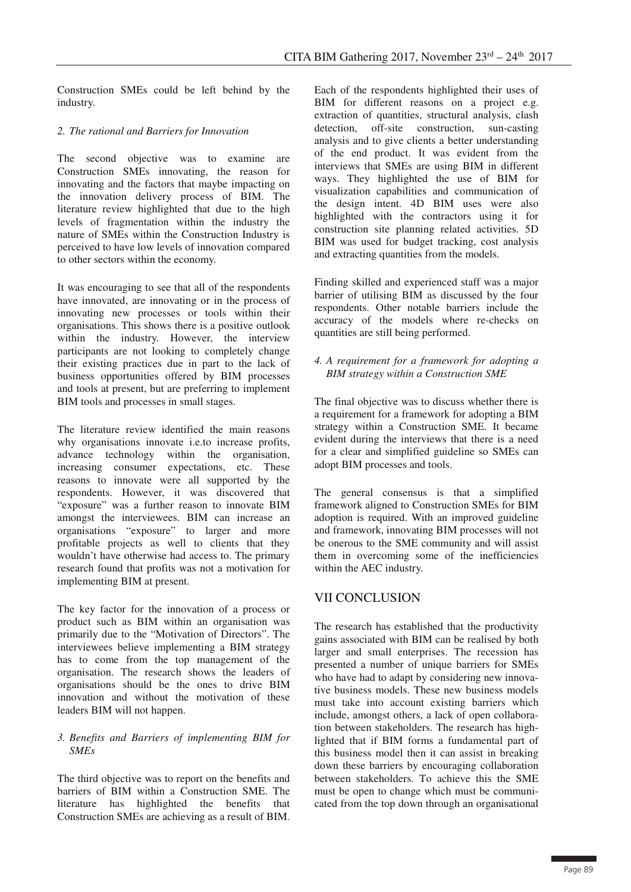Construction SMEs could be left behind by the industry.

### *2. The rational and Barriers for Innovation*

The second objective was to examine are Construction SMEs innovating, the reason for innovating and the factors that maybe impacting on the innovation delivery process of BIM. The literature review highlighted that due to the high levels of fragmentation within the industry the nature of SMEs within the Construction Industry is perceived to have low levels of innovation compared to other sectors within the economy.

It was encouraging to see that all of the respondents have innovated, are innovating or in the process of innovating new processes or tools within their organisations. This shows there is a positive outlook within the industry. However, the interview participants are not looking to completely change their existing practices due in part to the lack of business opportunities offered by BIM processes and tools at present, but are preferring to implement BIM tools and processes in small stages.

The literature review identified the main reasons why organisations innovate i.e.to increase profits, advance technology within the organisation, increasing consumer expectations, etc. These reasons to innovate were all supported by the respondents. However, it was discovered that "exposure" was a further reason to innovate BIM amongst the interviewees. BIM can increase an organisations "exposure" to larger and more profitable projects as well to clients that they wouldn't have otherwise had access to. The primary research found that profits was not a motivation for implementing BIM at present.

The key factor for the innovation of a process or product such as BIM within an organisation was primarily due to the "Motivation of Directors". The interviewees believe implementing a BIM strategy has to come from the top management of the organisation. The research shows the leaders of organisations should be the ones to drive BIM innovation and without the motivation of these leaders BIM will not happen.

### *3. Benefits and Barriers of implementing BIM for SMEs*

The third objective was to report on the benefits and barriers of BIM within a Construction SME. The literature has highlighted the benefits that Construction SMEs are achieving as a result of BIM. Each of the respondents highlighted their uses of BIM for different reasons on a project e.g. extraction of quantities, structural analysis, clash detection, off-site construction, sun-casting analysis and to give clients a better understanding of the end product. It was evident from the interviews that SMEs are using BIM in different ways. They highlighted the use of BIM for visualization capabilities and communication of the design intent. 4D BIM uses were also highlighted with the contractors using it for construction site planning related activities. 5D BIM was used for budget tracking, cost analysis and extracting quantities from the models.

Finding skilled and experienced staff was a major barrier of utilising BIM as discussed by the four respondents. Other notable barriers include the accuracy of the models where re-checks on quantities are still being performed.

### *4. A requirement for a framework for adopting a BIM strategy within a Construction SME*

The final objective was to discuss whether there is a requirement for a framework for adopting a BIM strategy within a Construction SME. It became evident during the interviews that there is a need for a clear and simplified guideline so SMEs can adopt BIM processes and tools.

The general consensus is that a simplified framework aligned to Construction SMEs for BIM adoption is required. With an improved guideline and framework, innovating BIM processes will not be onerous to the SME community and will assist them in overcoming some of the inefficiencies within the AEC industry.

## VII CONCLUSION

The research has established that the productivity gains associated with BIM can be realised by both larger and small enterprises. The recession has presented a number of unique barriers for SMEs who have had to adapt by considering new innovative business models. These new business models must take into account existing barriers which include, amongst others, a lack of open collaboration between stakeholders. The research has highlighted that if BIM forms a fundamental part of this business model then it can assist in breaking down these barriers by encouraging collaboration between stakeholders. To achieve this the SME must be open to change which must be communicated from the top down through an organisational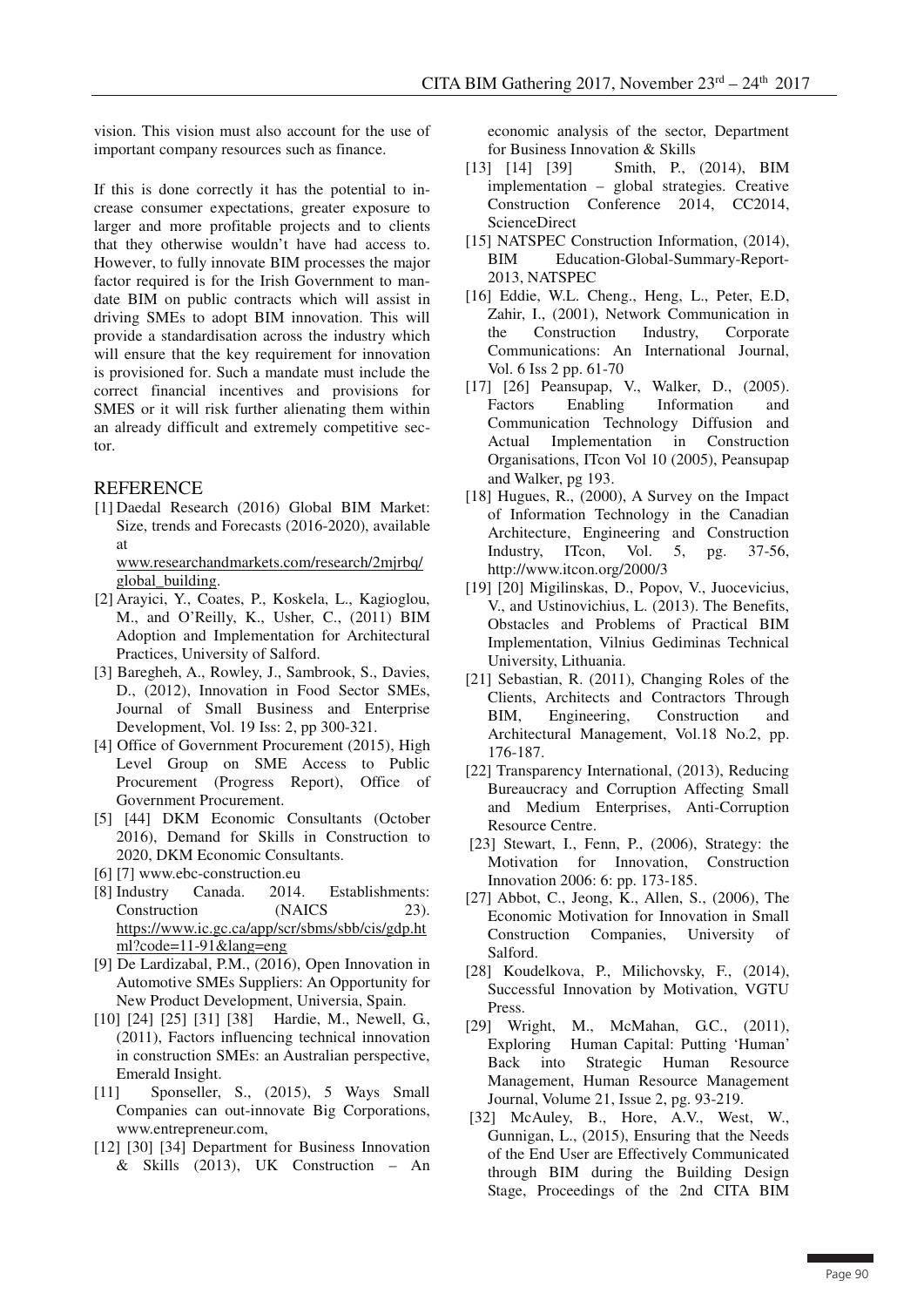vision. This vision must also account for the use of important company resources such as finance.

If this is done correctly it has the potential to increase consumer expectations, greater exposure to larger and more profitable projects and to clients that they otherwise wouldn't have had access to. However, to fully innovate BIM processes the major factor required is for the Irish Government to mandate BIM on public contracts which will assist in driving SMEs to adopt BIM innovation. This will provide a standardisation across the industry which will ensure that the key requirement for innovation is provisioned for. Such a mandate must include the correct financial incentives and provisions for SMES or it will risk further alienating them within an already difficult and extremely competitive sector.

## REFERENCE

[1] Daedal Research (2016) Global BIM Market: Size, trends and Forecasts (2016-2020), available at www.researchandmarkets.com/research/2mjrbq/global_building.

[2] Arayici, Y., Coates, P., Koskela, L., Kagioglou, M., and O'Reilly, K., Usher, C., (2011) BIM Adoption and Implementation for Architectural Practices, University of Salford.

[3] Baregheh, A., Rowley, J., Sambrook, S., Davies, D., (2012), Innovation in Food Sector SMEs, Journal of Small Business and Enterprise Development, Vol. 19 Iss: 2, pp 300-321.

[4] Office of Government Procurement (2015), High Level Group on SME Access to Public Procurement (Progress Report), Office of Government Procurement.

[5] [44] DKM Economic Consultants (October 2016), Demand for Skills in Construction to 2020, DKM Economic Consultants.

[6] [7] www.ebc-construction.eu

[8] Industry Canada. 2014. Establishments: Construction (NAICS 23). https://www.ic.gc.ca/app/scr/sbms/sbb/cis/gdp.html?code=11-91&lang=eng

[9] De Lardizabal, P.M., (2016), Open Innovation in Automotive SMEs Suppliers: An Opportunity for New Product Development, Universia, Spain.

[10] [24] [25] [31] [38] Hardie, M., Newell, G., (2011), Factors influencing technical innovation in construction SMEs: an Australian perspective, Emerald Insight.

[11] Sponseller, S., (2015), 5 Ways Small Companies can out-innovate Big Corporations, www.entrepreneur.com,

[12] [30] [34] Department for Business Innovation & Skills (2013), UK Construction – An economic analysis of the sector, Department for Business Innovation & Skills

[13] [14] [39] Smith, P., (2014), BIM implementation – global strategies. Creative Construction Conference 2014, CC2014, ScienceDirect

[15] NATSPEC Construction Information, (2014), BIM Education-Global-Summary-Report-2013, NATSPEC

[16] Eddie, W.L. Cheng., Heng, L., Peter, E.D, Zahir, I., (2001), Network Communication in the Construction Industry, Corporate Communications: An International Journal, Vol. 6 Iss 2 pp. 61-70

[17] [26] Peansupap, V., Walker, D., (2005). Factors Enabling Information and Communication Technology Diffusion and Actual Implementation in Construction Organisations, ITcon Vol 10 (2005), Peansupap and Walker, pg 193.

[18] Hugues, R., (2000), A Survey on the Impact of Information Technology in the Canadian Architecture, Engineering and Construction Industry, ITcon, Vol. 5, pg. 37-56, http://www.itcon.org/2000/3

[19] [20] Migilinskas, D., Popov, V., Juocevicius, V., and Ustinovichius, L. (2013). The Benefits, Obstacles and Problems of Practical BIM Implementation, Vilnius Gediminas Technical University, Lithuania.

[21] Sebastian, R. (2011), Changing Roles of the Clients, Architects and Contractors Through BIM, Engineering, Construction and Architectural Management, Vol.18 No.2, pp. 176-187.

[22] Transparency International, (2013), Reducing Bureaucracy and Corruption Affecting Small and Medium Enterprises, Anti-Corruption Resource Centre.

[23] Stewart, I., Fenn, P., (2006), Strategy: the Motivation for Innovation, Construction Innovation 2006: 6: pp. 173-185.

[27] Abbot, C., Jeong, K., Allen, S., (2006), The Economic Motivation for Innovation in Small Construction Companies, University of Salford.

[28] Koudelkova, P., Milichovsky, F., (2014), Successful Innovation by Motivation, VGTU Press.

[29] Wright, M., McMahan, G.C., (2011), Exploring Human Capital: Putting 'Human' Back into Strategic Human Resource Management, Human Resource Management Journal, Volume 21, Issue 2, pg. 93-219.

[32] McAuley, B., Hore, A.V., West, W., Gunnigan, L., (2015), Ensuring that the Needs of the End User are Effectively Communicated through BIM during the Building Design Stage, Proceedings of the 2nd CITA BIM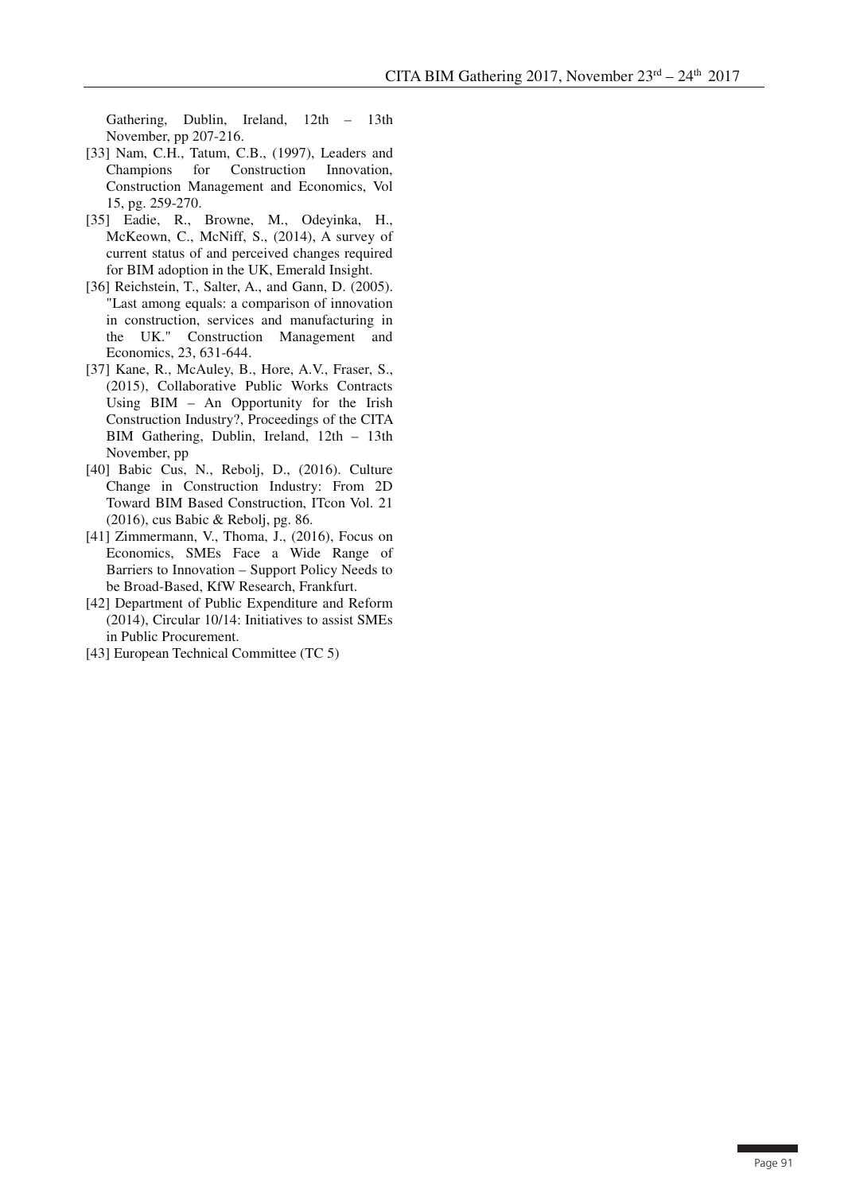Gathering, Dublin, Ireland, 12th – 13th November, pp 207-216.

[33] Nam, C.H., Tatum, C.B., (1997), Leaders and Champions for Construction Innovation, Construction Management and Economics, Vol 15, pg. 259-270.

[35] Eadie, R., Browne, M., Odeyinka, H., McKeown, C., McNiff, S., (2014), A survey of current status of and perceived changes required for BIM adoption in the UK, Emerald Insight.

[36] Reichstein, T., Salter, A., and Gann, D. (2005). "Last among equals: a comparison of innovation in construction, services and manufacturing in the UK." Construction Management and Economics, 23, 631-644.

[37] Kane, R., McAuley, B., Hore, A.V., Fraser, S., (2015), Collaborative Public Works Contracts Using BIM – An Opportunity for the Irish Construction Industry?, Proceedings of the CITA BIM Gathering, Dublin, Ireland, 12th – 13th November, pp

[40] Babic Cus, N., Rebolj, D., (2016). Culture Change in Construction Industry: From 2D Toward BIM Based Construction, ITcon Vol. 21 (2016), cus Babic & Rebolj, pg. 86.

[41] Zimmermann, V., Thoma, J., (2016), Focus on Economics, SMEs Face a Wide Range of Barriers to Innovation – Support Policy Needs to be Broad-Based, KfW Research, Frankfurt.

[42] Department of Public Expenditure and Reform (2014), Circular 10/14: Initiatives to assist SMEs in Public Procurement.

[43] European Technical Committee (TC 5)